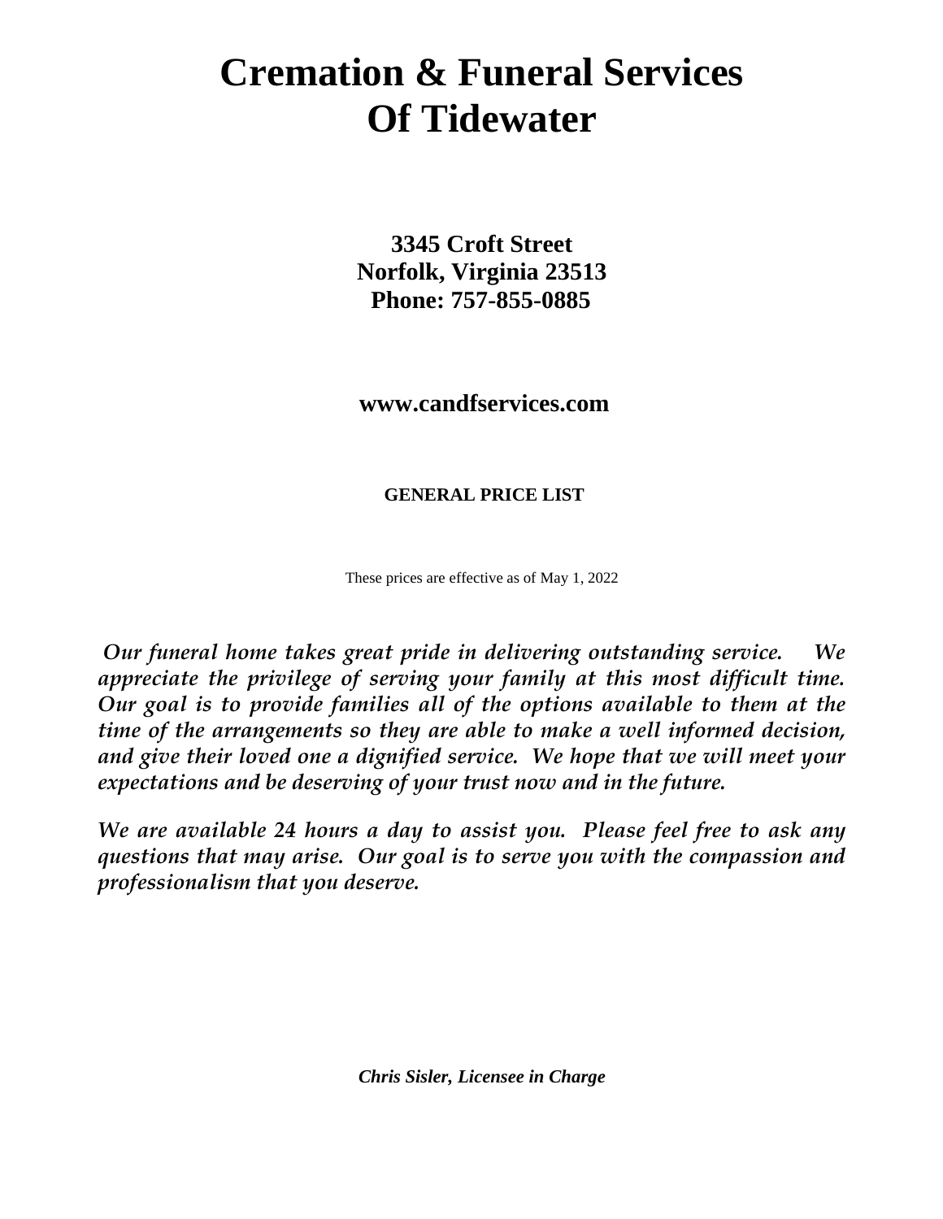# Cremation & Funeral Services Of Tidewater

**3345 Croft Street**
**Norfolk, Virginia 23513**
**Phone: 757-855-0885**

**www.candfservices.com**

**GENERAL PRICE LIST**

These prices are effective as of May 1, 2022

***Our funeral home takes great pride in delivering outstanding service. We appreciate the privilege of serving your family at this most difficult time. Our goal is to provide families all of the options available to them at the time of the arrangements so they are able to make a well informed decision, and give their loved one a dignified service. We hope that we will meet your expectations and be deserving of your trust now and in the future.***

***We are available 24 hours a day to assist you. Please feel free to ask any questions that may arise. Our goal is to serve you with the compassion and professionalism that you deserve.***

***Chris Sisler, Licensee in Charge***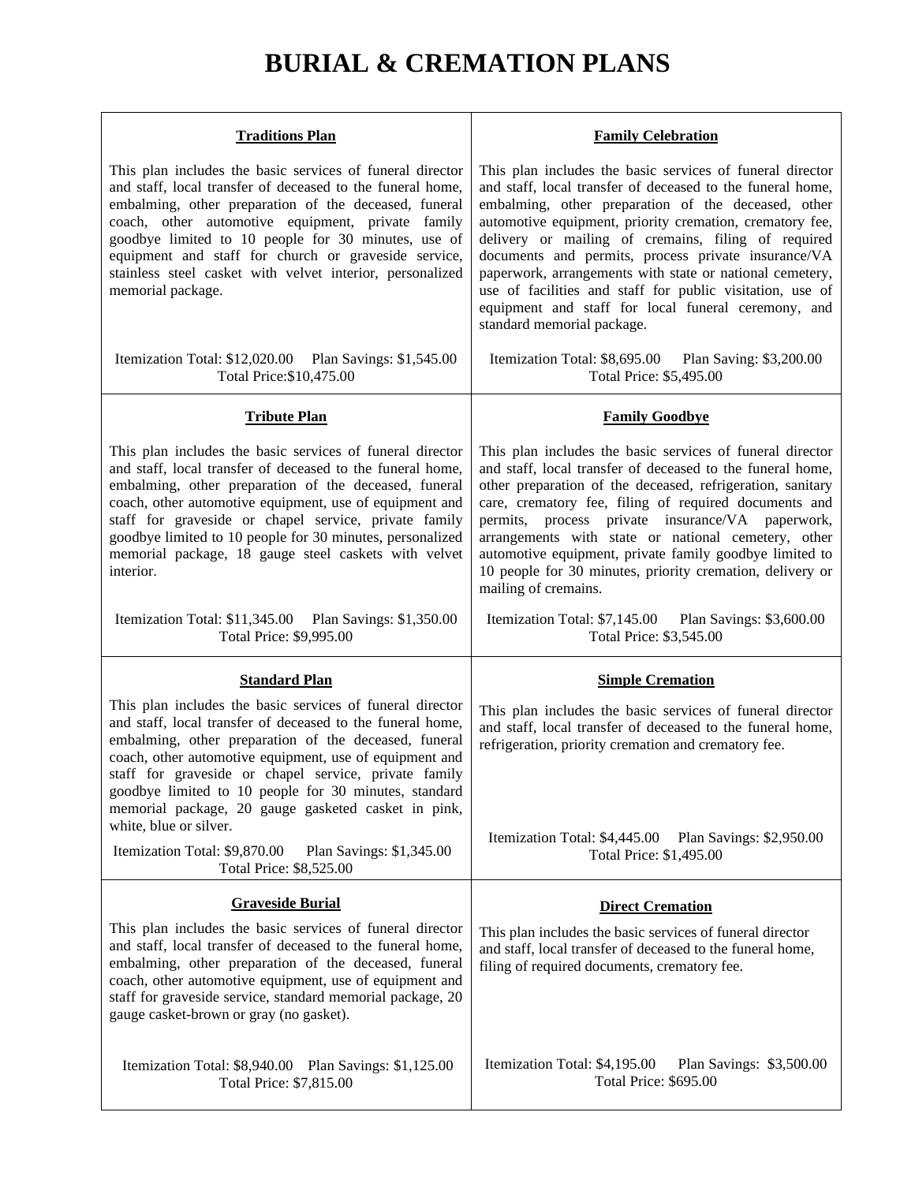# BURIAL & CREMATION PLANS

### Traditions Plan

This plan includes the basic services of funeral director and staff, local transfer of deceased to the funeral home, embalming, other preparation of the deceased, funeral coach, other automotive equipment, private family goodbye limited to 10 people for 30 minutes, use of equipment and staff for church or graveside service, stainless steel casket with velvet interior, personalized memorial package.

Itemization Total: $12,020.00 Plan Savings: $1,545.00
Total Price:$10,475.00

### Family Celebration

This plan includes the basic services of funeral director and staff, local transfer of deceased to the funeral home, embalming, other preparation of the deceased, other automotive equipment, priority cremation, crematory fee, delivery or mailing of cremains, filing of required documents and permits, process private insurance/VA paperwork, arrangements with state or national cemetery, use of facilities and staff for public visitation, use of equipment and staff for local funeral ceremony, and standard memorial package.

Itemization Total: $8,695.00 Plan Saving: $3,200.00
Total Price: $5,495.00

### Tribute Plan

This plan includes the basic services of funeral director and staff, local transfer of deceased to the funeral home, embalming, other preparation of the deceased, funeral coach, other automotive equipment, use of equipment and staff for graveside or chapel service, private family goodbye limited to 10 people for 30 minutes, personalized memorial package, 18 gauge steel caskets with velvet interior.

Itemization Total: $11,345.00 Plan Savings: $1,350.00
Total Price: $9,995.00

### Family Goodbye

This plan includes the basic services of funeral director and staff, local transfer of deceased to the funeral home, other preparation of the deceased, refrigeration, sanitary care, crematory fee, filing of required documents and permits, process private insurance/VA paperwork, arrangements with state or national cemetery, other automotive equipment, private family goodbye limited to 10 people for 30 minutes, priority cremation, delivery or mailing of cremains.

Itemization Total: $7,145.00 Plan Savings: $3,600.00
Total Price: $3,545.00

### Standard Plan

This plan includes the basic services of funeral director and staff, local transfer of deceased to the funeral home, embalming, other preparation of the deceased, funeral coach, other automotive equipment, use of equipment and staff for graveside or chapel service, private family goodbye limited to 10 people for 30 minutes, standard memorial package, 20 gauge gasketed casket in pink, white, blue or silver.

Itemization Total: $9,870.00 Plan Savings: $1,345.00
Total Price: $8,525.00

### Simple Cremation

This plan includes the basic services of funeral director and staff, local transfer of deceased to the funeral home, refrigeration, priority cremation and crematory fee.

Itemization Total: $4,445.00 Plan Savings: $2,950.00
Total Price: $1,495.00

### Graveside Burial

This plan includes the basic services of funeral director and staff, local transfer of deceased to the funeral home, embalming, other preparation of the deceased, funeral coach, other automotive equipment, use of equipment and staff for graveside service, standard memorial package, 20 gauge casket-brown or gray (no gasket).

Itemization Total: $8,940.00 Plan Savings: $1,125.00
Total Price: $7,815.00

### Direct Cremation

This plan includes the basic services of funeral director and staff, local transfer of deceased to the funeral home, filing of required documents, crematory fee.

Itemization Total: $4,195.00 Plan Savings: $3,500.00
Total Price: $695.00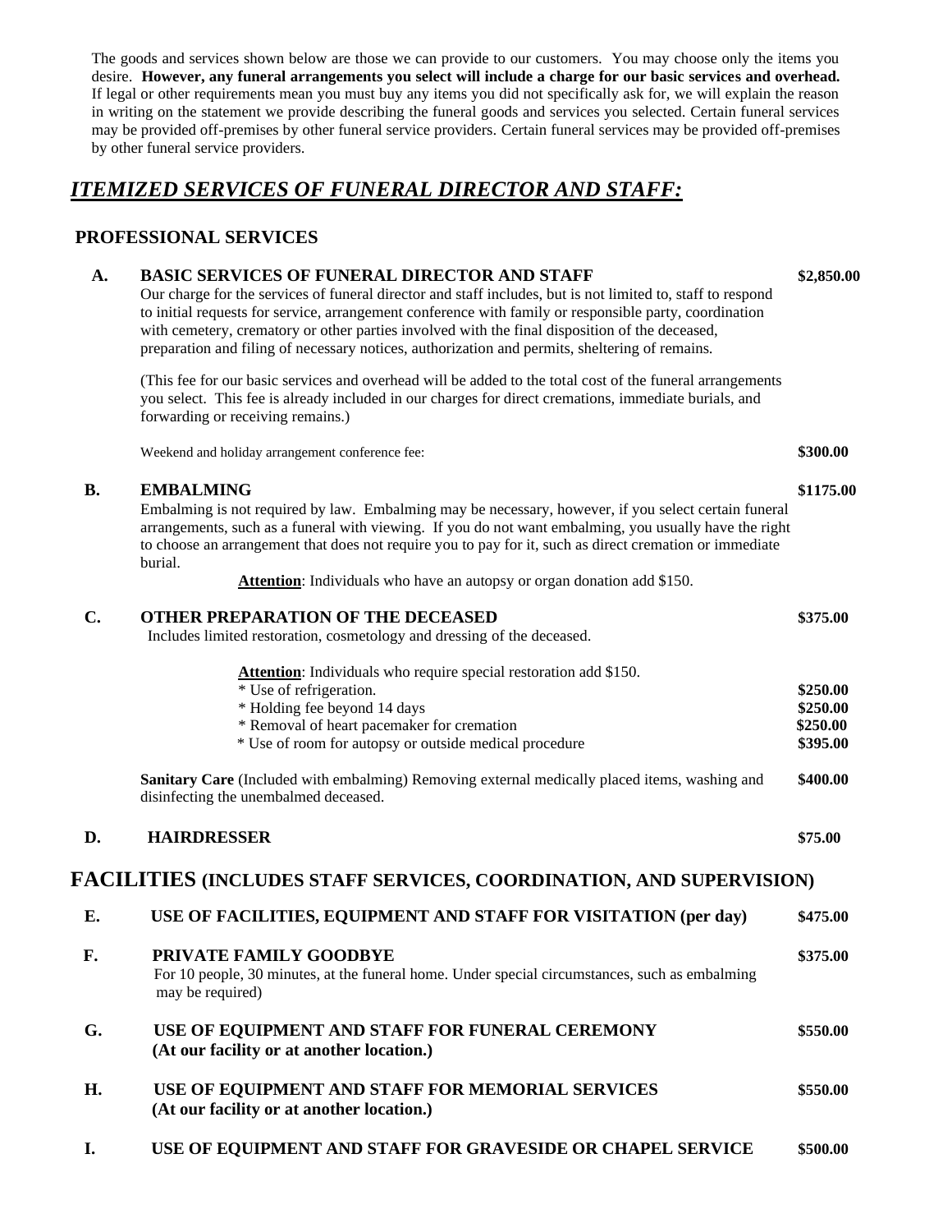The goods and services shown below are those we can provide to our customers. You may choose only the items you desire. **However, any funeral arrangements you select will include a charge for our basic services and overhead.** If legal or other requirements mean you must buy any items you did not specifically ask for, we will explain the reason in writing on the statement we provide describing the funeral goods and services you selected. Certain funeral services may be provided off-premises by other funeral service providers. Certain funeral services may be provided off-premises by other funeral service providers.

## ***ITEMIZED SERVICES OF FUNERAL DIRECTOR AND STAFF:***

### PROFESSIONAL SERVICES

**A. BASIC SERVICES OF FUNERAL DIRECTOR AND STAFF** — **$2,850.00**

Our charge for the services of funeral director and staff includes, but is not limited to, staff to respond to initial requests for service, arrangement conference with family or responsible party, coordination with cemetery, crematory or other parties involved with the final disposition of the deceased, preparation and filing of necessary notices, authorization and permits, sheltering of remains.

(This fee for our basic services and overhead will be added to the total cost of the funeral arrangements you select. This fee is already included in our charges for direct cremations, immediate burials, and forwarding or receiving remains.)

Weekend and holiday arrangement conference fee: — **$300.00**

**B. EMBALMING** — **$1175.00**

Embalming is not required by law. Embalming may be necessary, however, if you select certain funeral arrangements, such as a funeral with viewing. If you do not want embalming, you usually have the right to choose an arrangement that does not require you to pay for it, such as direct cremation or immediate burial.

**Attention**: Individuals who have an autopsy or organ donation add $150.

**C. OTHER PREPARATION OF THE DECEASED** — **$375.00**

Includes limited restoration, cosmetology and dressing of the deceased.

**Attention**: Individuals who require special restoration add $150.

| Item | Price |
|---|---|
| * Use of refrigeration. | **$250.00** |
| * Holding fee beyond 14 days | **$250.00** |
| * Removal of heart pacemaker for cremation | **$250.00** |
| * Use of room for autopsy or outside medical procedure | **$395.00** |

**Sanitary Care** (Included with embalming) Removing external medically placed items, washing and disinfecting the unembalmed deceased. — **$400.00**

**D. HAIRDRESSER** — **$75.00**

### FACILITIES (INCLUDES STAFF SERVICES, COORDINATION, AND SUPERVISION)

**E. USE OF FACILITIES, EQUIPMENT AND STAFF FOR VISITATION (per day)** — **$475.00**

**F. PRIVATE FAMILY GOODBYE** — **$375.00**

For 10 people, 30 minutes, at the funeral home. Under special circumstances, such as embalming may be required)

**G. USE OF EQUIPMENT AND STAFF FOR FUNERAL CEREMONY (At our facility or at another location.)** — **$550.00**

**H. USE OF EQUIPMENT AND STAFF FOR MEMORIAL SERVICES (At our facility or at another location.)** — **$550.00**

**I. USE OF EQUIPMENT AND STAFF FOR GRAVESIDE OR CHAPEL SERVICE** — **$500.00**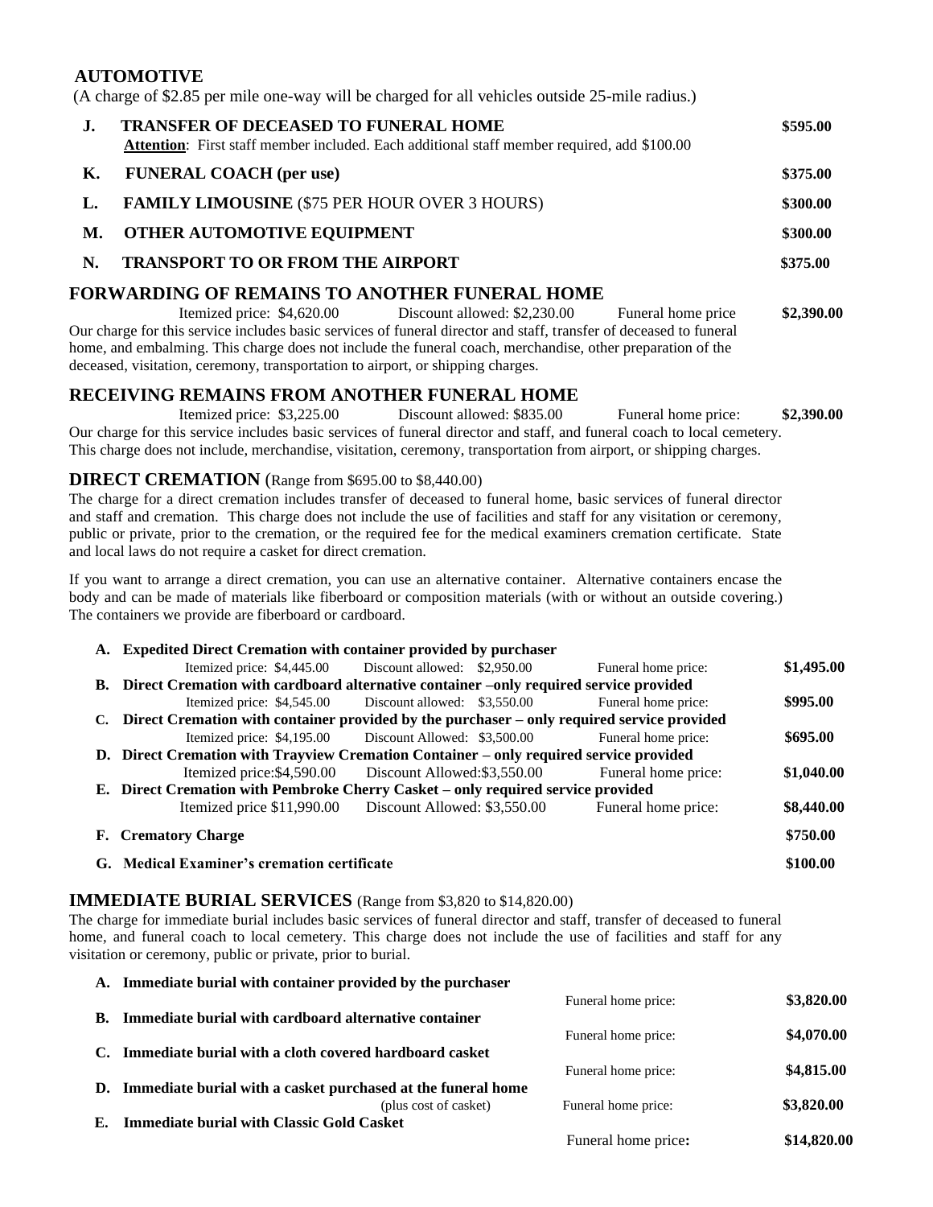## AUTOMOTIVE

(A charge of $2.85 per mile one-way will be charged for all vehicles outside 25-mile radius.)

| | | |
|---|---|---|
| **J.** | **TRANSFER OF DECEASED TO FUNERAL HOME**<br>**Attention**: First staff member included. Each additional staff member required, add $100.00 | **$595.00** |
| **K.** | **FUNERAL COACH (per use)** | **$375.00** |
| **L.** | **FAMILY LIMOUSINE** ($75 PER HOUR OVER 3 HOURS) | **$300.00** |
| **M.** | **OTHER AUTOMOTIVE EQUIPMENT** | **$300.00** |
| **N.** | **TRANSPORT TO OR FROM THE AIRPORT** | **$375.00** |

## FORWARDING OF REMAINS TO ANOTHER FUNERAL HOME

Itemized price: $4,620.00 Discount allowed: $2,230.00 Funeral home price **$2,390.00**

Our charge for this service includes basic services of funeral director and staff, transfer of deceased to funeral home, and embalming. This charge does not include the funeral coach, merchandise, other preparation of the deceased, visitation, ceremony, transportation to airport, or shipping charges.

## RECEIVING REMAINS FROM ANOTHER FUNERAL HOME

Itemized price: $3,225.00 Discount allowed: $835.00 Funeral home price: **$2,390.00**

Our charge for this service includes basic services of funeral director and staff, and funeral coach to local cemetery. This charge does not include, merchandise, visitation, ceremony, transportation from airport, or shipping charges.

## DIRECT CREMATION (Range from $695.00 to $8,440.00)

The charge for a direct cremation includes transfer of deceased to funeral home, basic services of funeral director and staff and cremation. This charge does not include the use of facilities and staff for any visitation or ceremony, public or private, prior to the cremation, or the required fee for the medical examiners cremation certificate. State and local laws do not require a casket for direct cremation.

If you want to arrange a direct cremation, you can use an alternative container. Alternative containers encase the body and can be made of materials like fiberboard or composition materials (with or without an outside covering.) The containers we provide are fiberboard or cardboard.

**A. Expedited Direct Cremation with container provided by purchaser**
Itemized price: $4,445.00 Discount allowed: $2,950.00 Funeral home price: **$1,495.00**

**B. Direct Cremation with cardboard alternative container –only required service provided**
Itemized price: $4,545.00 Discount allowed: $3,550.00 Funeral home price: **$995.00**

**C. Direct Cremation with container provided by the purchaser – only required service provided**
Itemized price: $4,195.00 Discount Allowed: $3,500.00 Funeral home price: **$695.00**

**D. Direct Cremation with Trayview Cremation Container – only required service provided**
Itemized price:$4,590.00 Discount Allowed:$3,550.00 Funeral home price: **$1,040.00**

**E. Direct Cremation with Pembroke Cherry Casket – only required service provided**
Itemized price $11,990.00 Discount Allowed: $3,550.00 Funeral home price: **$8,440.00**

**F. Crematory Charge** **$750.00**

**G. Medical Examiner's cremation certificate** **$100.00**

## IMMEDIATE BURIAL SERVICES (Range from $3,820 to $14,820.00)

The charge for immediate burial includes basic services of funeral director and staff, transfer of deceased to funeral home, and funeral coach to local cemetery. This charge does not include the use of facilities and staff for any visitation or ceremony, public or private, prior to burial.

**A. Immediate burial with container provided by the purchaser**
Funeral home price: **$3,820.00**

**B. Immediate burial with cardboard alternative container**
Funeral home price: **$4,070.00**

**C. Immediate burial with a cloth covered hardboard casket**
Funeral home price: **$4,815.00**

**D. Immediate burial with a casket purchased at the funeral home**
(plus cost of casket) Funeral home price: **$3,820.00**

**E. Immediate burial with Classic Gold Casket**
Funeral home price**:** **$14,820.00**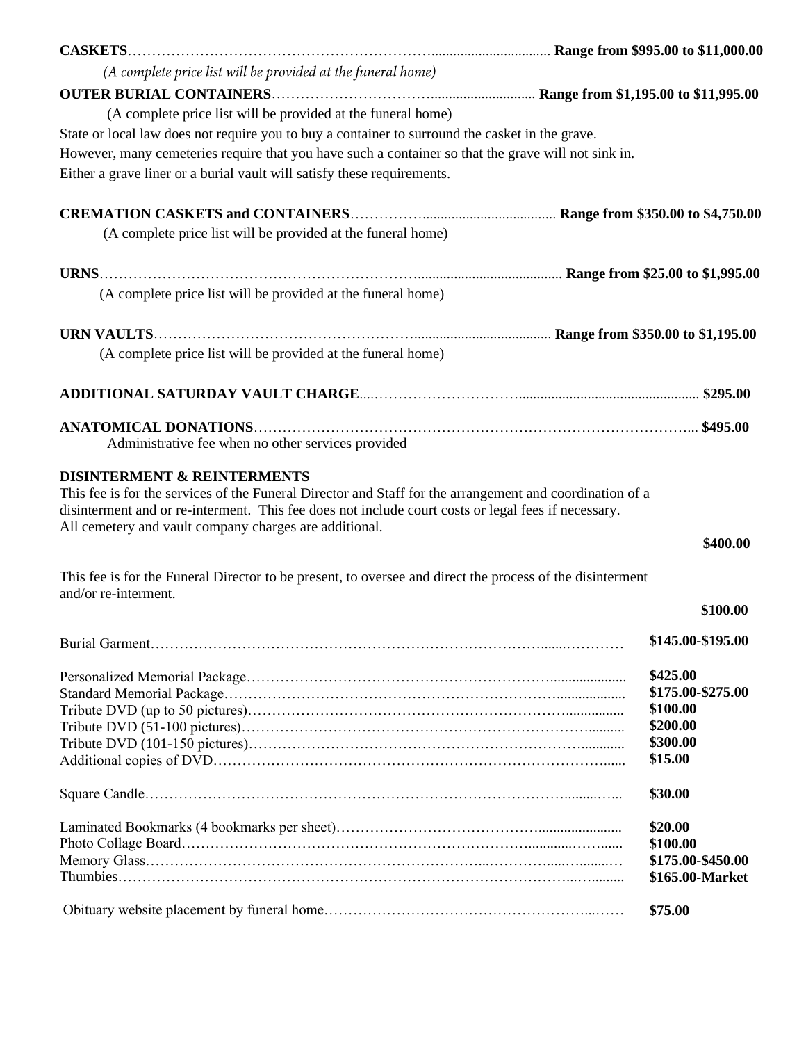**CASKETS** …………………………………………… **Range from $995.00 to $11,000.00**

*(A complete price list will be provided at the funeral home)*

**OUTER BURIAL CONTAINERS** …………………………………… **Range from $1,195.00 to $11,995.00**

(A complete price list will be provided at the funeral home)

State or local law does not require you to buy a container to surround the casket in the grave. However, many cemeteries require that you have such a container so that the grave will not sink in. Either a grave liner or a burial vault will satisfy these requirements.

**CREMATION CASKETS and CONTAINERS** ……………………………… **Range from $350.00 to $4,750.00**

(A complete price list will be provided at the funeral home)

**URNS** …………………………………………………… **Range from $25.00 to $1,995.00**

(A complete price list will be provided at the funeral home)

**URN VAULTS** …………………………………………… **Range from $350.00 to $1,195.00**

(A complete price list will be provided at the funeral home)

**ADDITIONAL SATURDAY VAULT CHARGE** ……………………………………………… **$295.00**

**ANATOMICAL DONATIONS** ……………………………………………………………… **$495.00**

Administrative fee when no other services provided

**DISINTERMENT & REINTERMENTS**

This fee is for the services of the Funeral Director and Staff for the arrangement and coordination of a disinterment and or re-interment. This fee does not include court costs or legal fees if necessary. All cemetery and vault company charges are additional.

**$400.00**

This fee is for the Funeral Director to be present, to oversee and direct the process of the disinterment and/or re-interment.

**$100.00**

| Item | Price |
|---|---|
| Burial Garment | **$145.00-$195.00** |
| Personalized Memorial Package | **$425.00** |
| Standard Memorial Package | **$175.00-$275.00** |
| Tribute DVD (up to 50 pictures) | **$100.00** |
| Tribute DVD (51-100 pictures) | **$200.00** |
| Tribute DVD (101-150 pictures) | **$300.00** |
| Additional copies of DVD | **$15.00** |
| Square Candle | **$30.00** |
| Laminated Bookmarks (4 bookmarks per sheet) | **$20.00** |
| Photo Collage Board | **$100.00** |
| Memory Glass | **$175.00-$450.00** |
| Thumbies | **$165.00-Market** |
| Obituary website placement by funeral home | **$75.00** |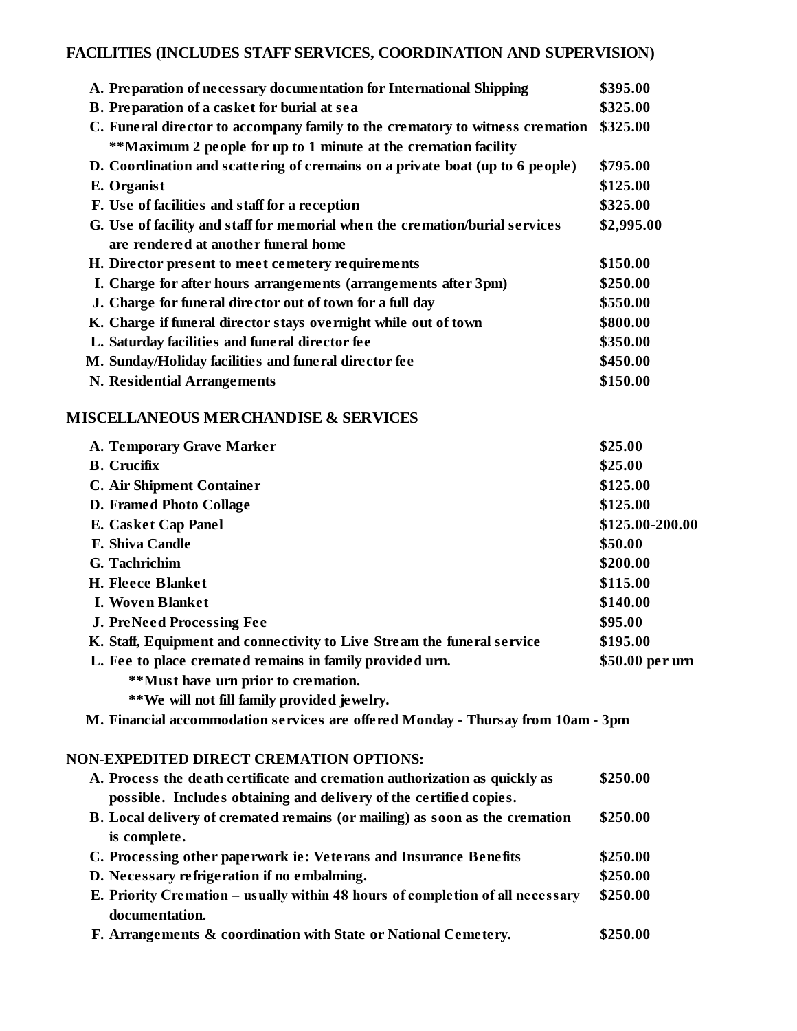## FACILITIES (INCLUDES STAFF SERVICES, COORDINATION AND SUPERVISION)

| | |
|---|---|
| A. Preparation of necessary documentation for International Shipping | $395.00 |
| B. Preparation of a casket for burial at sea | $325.00 |
| C. Funeral director to accompany family to the crematory to witness cremation<br>**Maximum 2 people for up to 1 minute at the cremation facility | $325.00 |
| D. Coordination and scattering of cremains on a private boat (up to 6 people) | $795.00 |
| E. Organist | $125.00 |
| F. Use of facilities and staff for a reception | $325.00 |
| G. Use of facility and staff for memorial when the cremation/burial services are rendered at another funeral home | $2,995.00 |
| H. Director present to meet cemetery requirements | $150.00 |
| I. Charge for after hours arrangements (arrangements after 3pm) | $250.00 |
| J. Charge for funeral director out of town for a full day | $550.00 |
| K. Charge if funeral director stays overnight while out of town | $800.00 |
| L. Saturday facilities and funeral director fee | $350.00 |
| M. Sunday/Holiday facilities and funeral director fee | $450.00 |
| N. Residential Arrangements | $150.00 |

## MISCELLANEOUS MERCHANDISE & SERVICES

| | |
|---|---|
| A. Temporary Grave Marker | $25.00 |
| B. Crucifix | $25.00 |
| C. Air Shipment Container | $125.00 |
| D. Framed Photo Collage | $125.00 |
| E. Casket Cap Panel | $125.00-200.00 |
| F. Shiva Candle | $50.00 |
| G. Tachrichim | $200.00 |
| H. Fleece Blanket | $115.00 |
| I. Woven Blanket | $140.00 |
| J. PreNeed Processing Fee | $95.00 |
| K. Staff, Equipment and connectivity to Live Stream the funeral service | $195.00 |
| L. Fee to place cremated remains in family provided urn.<br>**Must have urn prior to cremation.<br>**We will not fill family provided jewelry. | $50.00 per urn |

M. Financial accommodation services are offered Monday - Thursay from 10am - 3pm

## NON-EXPEDITED DIRECT CREMATION OPTIONS:

| | |
|---|---|
| A. Process the death certificate and cremation authorization as quickly as possible. Includes obtaining and delivery of the certified copies. | $250.00 |
| B. Local delivery of cremated remains (or mailing) as soon as the cremation is complete. | $250.00 |
| C. Processing other paperwork ie: Veterans and Insurance Benefits | $250.00 |
| D. Necessary refrigeration if no embalming. | $250.00 |
| E. Priority Cremation – usually within 48 hours of completion of all necessary documentation. | $250.00 |
| F. Arrangements & coordination with State or National Cemetery. | $250.00 |